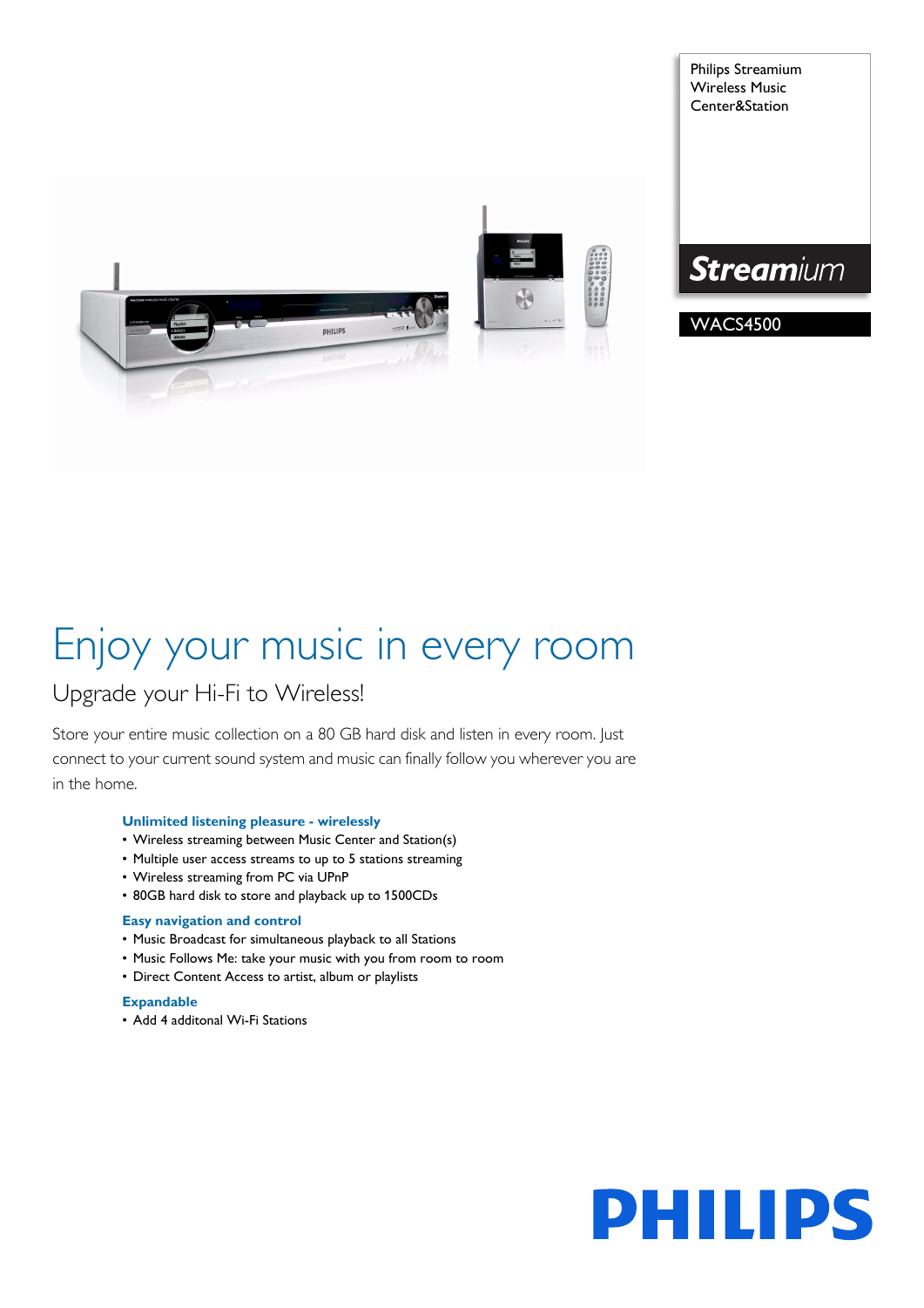Philips Streamium Wireless Music Center&Station

Streamium

WACS4500

# Enjoy your music in every room

## Upgrade your Hi-Fi to Wireless!

Store your entire music collection on a 80 GB hard disk and listen in every room. Just connect to your current sound system and music can finally follow you wherever you are in the home.

### Unlimited listening pleasure - wirelessly

- Wireless streaming between Music Center and Station(s)
- Multiple user access streams to up to 5 stations streaming
- Wireless streaming from PC via UPnP
- 80GB hard disk to store and playback up to 1500CDs

### Easy navigation and control

- Music Broadcast for simultaneous playback to all Stations
- Music Follows Me: take your music with you from room to room
- Direct Content Access to artist, album or playlists

### Expandable

- Add 4 additonal Wi-Fi Stations

PHILIPS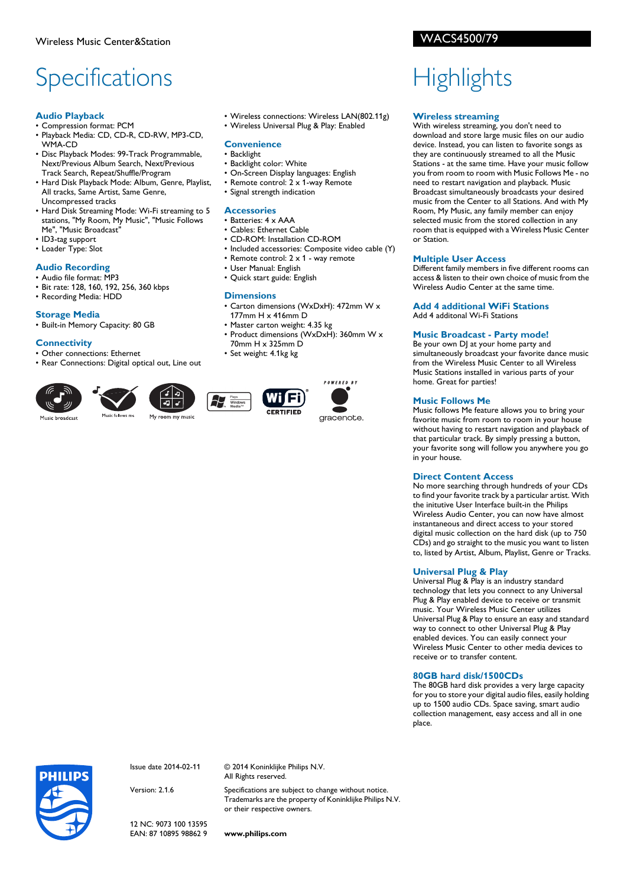Wireless Music Center&Station

WACS4500/79

# Specifications

### Audio Playback

- Compression format: PCM
- Playback Media: CD, CD-R, CD-RW, MP3-CD, WMA-CD
- Disc Playback Modes: 99-Track Programmable, Next/Previous Album Search, Next/Previous Track Search, Repeat/Shuffle/Program
- Hard Disk Playback Mode: Album, Genre, Playlist, All tracks, Same Artist, Same Genre, Uncompressed tracks
- Hard Disk Streaming Mode: Wi-Fi streaming to 5 stations, "My Room, My Music", "Music Follows Me", "Music Broadcast"
- ID3-tag support
- Loader Type: Slot

### Audio Recording

- Audio file format: MP3
- Bit rate: 128, 160, 192, 256, 360 kbps
- Recording Media: HDD

### Storage Media

- Built-in Memory Capacity: 80 GB

### Connectivity

- Other connections: Ethernet
- Rear Connections: Digital optical out, Line out
- Wireless connections: Wireless LAN(802.11g)
- Wireless Universal Plug & Play: Enabled

### Convenience

- Backlight
- Backlight color: White
- On-Screen Display languages: English
- Remote control: 2 x 1-way Remote
- Signal strength indication

### Accessories

- Batteries: 4 x AAA
- Cables: Ethernet Cable
- CD-ROM: Installation CD-ROM
- Included accessories: Composite video cable (Y)
- Remote control: 2 x 1 - way remote
- User Manual: English
- Quick start guide: English

### Dimensions

- Carton dimensions (WxDxH): 472mm W x 177mm H x 416mm D
- Master carton weight: 4.35 kg
- Product dimensions (WxDxH): 360mm W x 70mm H x 325mm D
- Set weight: 4.1kg kg

Music broadcast

Music follows me

My room my music

Plays Windows Media

Wi Fi CERTIFIED

POWERED BY gracenote.

# Highlights

### Wireless streaming

With wireless streaming, you don't need to download and store large music files on our audio device. Instead, you can listen to favorite songs as they are continuously streamed to all the Music Stations - at the same time. Have your music follow you from room to room with Music Follows Me - no need to restart navigation and playback. Music Broadcast simultaneously broadcasts your desired music from the Center to all Stations. And with My Room, My Music, any family member can enjoy selected music from the stored collection in any room that is equipped with a Wireless Music Center or Station.

### Multiple User Access

Different family members in five different rooms can access & listen to their own choice of music from the Wireless Audio Center at the same time.

### Add 4 additional WiFi Stations

Add 4 additonal Wi-Fi Stations

### Music Broadcast - Party mode!

Be your own DJ at your home party and simultaneously broadcast your favorite dance music from the Wireless Music Center to all Wireless Music Stations installed in various parts of your home. Great for parties!

### Music Follows Me

Music follows Me feature allows you to bring your favorite music from room to room in your house without having to restart navigation and playback of that particular track. By simply pressing a button, your favorite song will follow you anywhere you go in your house.

### Direct Content Access

No more searching through hundreds of your CDs to find your favorite track by a particular artist. With the initutive User Interface built-in the Philips Wireless Audio Center, you can now have almost instantaneous and direct access to your stored digital music collection on the hard disk (up to 750 CDs) and go straight to the music you want to listen to, listed by Artist, Album, Playlist, Genre or Tracks.

### Universal Plug & Play

Universal Plug & Play is an industry standard technology that lets you connect to any Universal Plug & Play enabled device to receive or transmit music. Your Wireless Music Center utilizes Universal Plug & Play to ensure an easy and standard way to connect to other Universal Plug & Play enabled devices. You can easily connect your Wireless Music Center to other media devices to receive or to transfer content.

### 80GB hard disk/1500CDs

The 80GB hard disk provides a very large capacity for you to store your digital audio files, easily holding up to 1500 audio CDs. Space saving, smart audio collection management, easy access and all in one place.

PHILIPS

Issue date 2014-02-11

Version: 2.1.6

12 NC: 9073 100 13595
EAN: 87 10895 98862 9

© 2014 Koninklijke Philips N.V.
All Rights reserved.

Specifications are subject to change without notice. Trademarks are the property of Koninklijke Philips N.V. or their respective owners.

**www.philips.com**